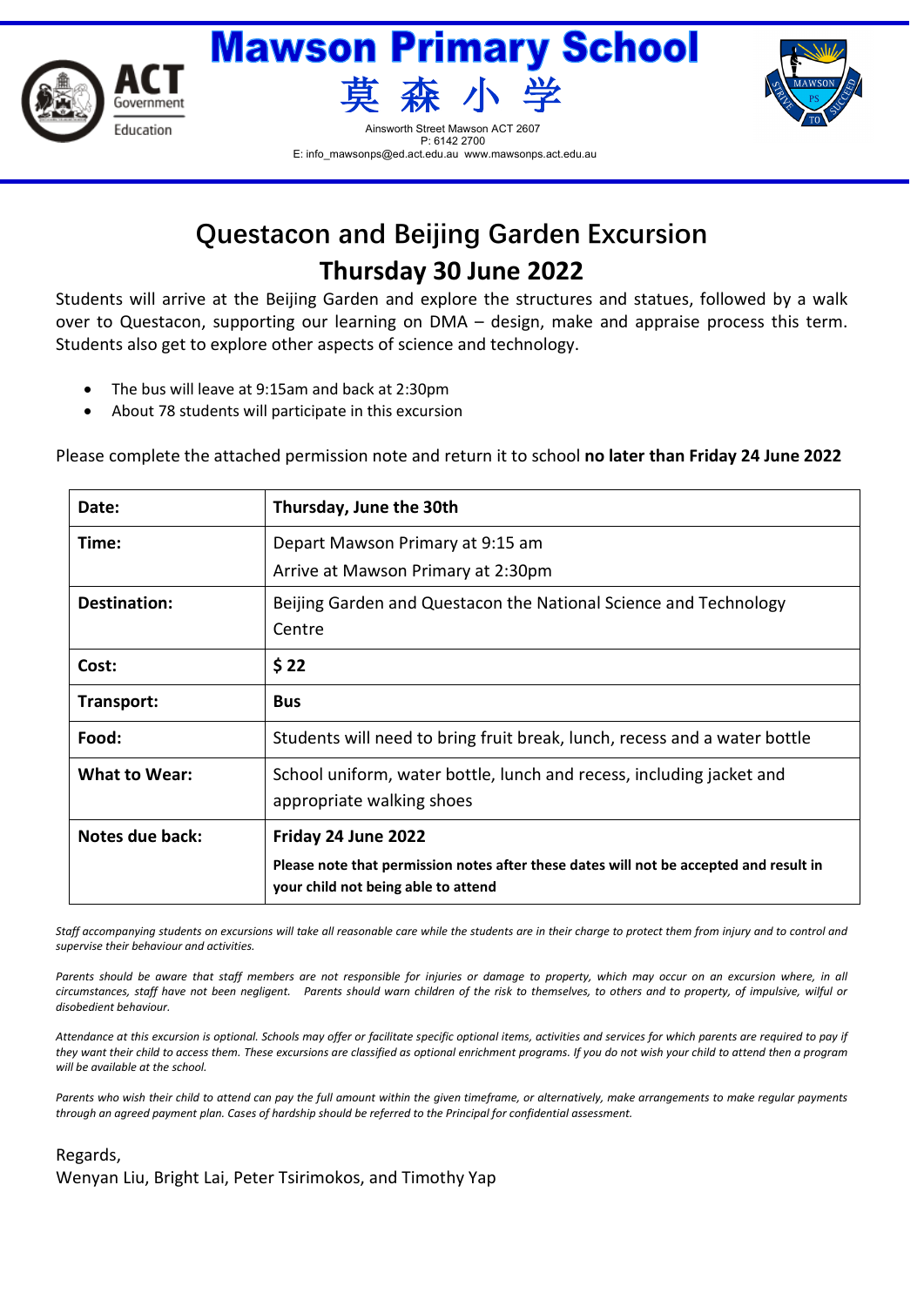# Mawson Primary School

# 莫 森 小 学

Ainsworth Street Mawson ACT 2607
P: 6142 2700
E: info_mawsonps@ed.act.edu.au www.mawsonps.act.edu.au

## Questacon and Beijing Garden Excursion

## Thursday 30 June 2022

Students will arrive at the Beijing Garden and explore the structures and statues, followed by a walk over to Questacon, supporting our learning on DMA – design, make and appraise process this term. Students also get to explore other aspects of science and technology.

- The bus will leave at 9:15am and back at 2:30pm
- About 78 students will participate in this excursion

Please complete the attached permission note and return it to school **no later than Friday 24 June 2022**

| **Date:** | **Thursday, June the 30th** |
|---|---|
| **Time:** | Depart Mawson Primary at 9:15 am<br>Arrive at Mawson Primary at 2:30pm |
| **Destination:** | Beijing Garden and Questacon the National Science and Technology Centre |
| **Cost:** | **$ 22** |
| **Transport:** | **Bus** |
| **Food:** | Students will need to bring fruit break, lunch, recess and a water bottle |
| **What to Wear:** | School uniform, water bottle, lunch and recess, including jacket and appropriate walking shoes |
| **Notes due back:** | **Friday 24 June 2022**<br>**Please note that permission notes after these dates will not be accepted and result in your child not being able to attend** |

*Staff accompanying students on excursions will take all reasonable care while the students are in their charge to protect them from injury and to control and supervise their behaviour and activities.*

*Parents should be aware that staff members are not responsible for injuries or damage to property, which may occur on an excursion where, in all circumstances, staff have not been negligent. Parents should warn children of the risk to themselves, to others and to property, of impulsive, wilful or disobedient behaviour.*

*Attendance at this excursion is optional. Schools may offer or facilitate specific optional items, activities and services for which parents are required to pay if they want their child to access them. These excursions are classified as optional enrichment programs. If you do not wish your child to attend then a program will be available at the school.*

*Parents who wish their child to attend can pay the full amount within the given timeframe, or alternatively, make arrangements to make regular payments through an agreed payment plan. Cases of hardship should be referred to the Principal for confidential assessment.*

Regards,
Wenyan Liu, Bright Lai, Peter Tsirimokos, and Timothy Yap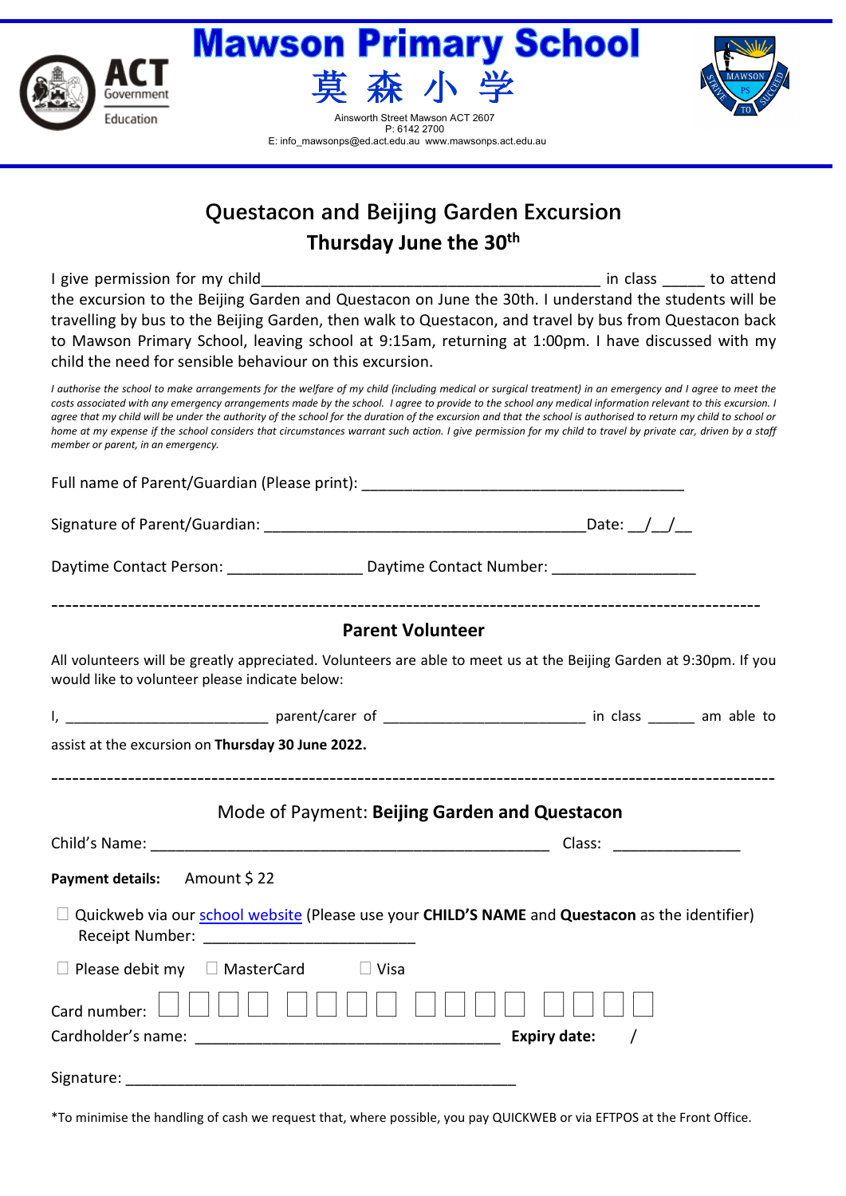# Mawson Primary School

# 莫 森 小 学

Ainsworth Street Mawson ACT 2607
P: 6142 2700
E: info_mawsonps@ed.act.edu.au www.mawsonps.act.edu.au

## Questacon and Beijing Garden Excursion

### Thursday June the 30th

I give permission for my child_________________________________________ in class _____ to attend the excursion to the Beijing Garden and Questacon on June the 30th. I understand the students will be travelling by bus to the Beijing Garden, then walk to Questacon, and travel by bus from Questacon back to Mawson Primary School, leaving school at 9:15am, returning at 1:00pm. I have discussed with my child the need for sensible behaviour on this excursion.

*I authorise the school to make arrangements for the welfare of my child (including medical or surgical treatment) in an emergency and I agree to meet the costs associated with any emergency arrangements made by the school. I agree to provide to the school any medical information relevant to this excursion. I agree that my child will be under the authority of the school for the duration of the excursion and that the school is authorised to return my child to school or home at my expense if the school considers that circumstances warrant such action. I give permission for my child to travel by private car, driven by a staff member or parent, in an emergency.*

Full name of Parent/Guardian (Please print): _______________________________________

Signature of Parent/Guardian: _______________________________________Date: __/__/__

Daytime Contact Person: ________________ Daytime Contact Number: _________________

-----------------------------------------------------------------------------------------------

### Parent Volunteer

All volunteers will be greatly appreciated. Volunteers are able to meet us at the Beijing Garden at 9:30pm. If you would like to volunteer please indicate below:

I, _________________________ parent/carer of _________________________ in class ______ am able to assist at the excursion on **Thursday 30 June 2022.**

-----------------------------------------------------------------------------------------------

### Mode of Payment: **Beijing Garden and Questacon**

Child's Name: _________________________________________________ Class: _______________

**Payment details:** Amount $ 22

☐ Quickweb via our school website (Please use your **CHILD'S NAME** and **Questacon** as the identifier)
Receipt Number: _________________________

☐ Please debit my ☐ MasterCard ☐ Visa

Card number: ☐☐☐☐ ☐☐☐☐ ☐☐☐☐ ☐☐☐☐

Cardholder's name: _____________________________________ **Expiry date:** /

Signature: ________________________________________________

*To minimise the handling of cash we request that, where possible, you pay QUICKWEB or via EFTPOS at the Front Office.